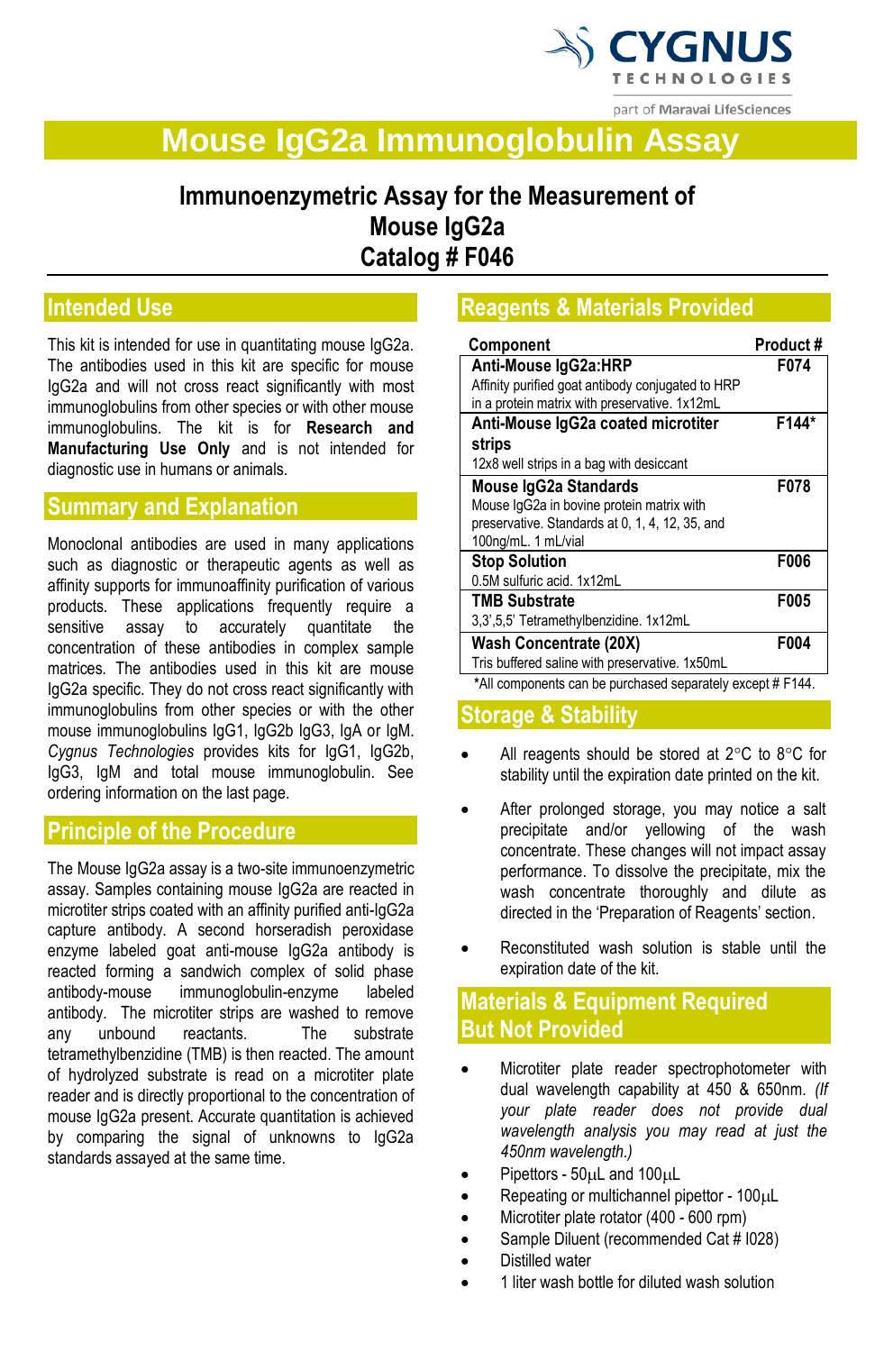CYGNUS TECHNOLOGIES
part of Maravai LifeSciences

# Mouse IgG2a Immunoglobulin Assay

## Immunoenzymetric Assay for the Measurement of Mouse IgG2a
## Catalog # F046

## Intended Use

This kit is intended for use in quantitating mouse IgG2a. The antibodies used in this kit are specific for mouse IgG2a and will not cross react significantly with most immunoglobulins from other species or with other mouse immunoglobulins. The kit is for **Research and Manufacturing Use Only** and is not intended for diagnostic use in humans or animals.

## Summary and Explanation

Monoclonal antibodies are used in many applications such as diagnostic or therapeutic agents as well as affinity supports for immunoaffinity purification of various products. These applications frequently require a sensitive assay to accurately quantitate the concentration of these antibodies in complex sample matrices. The antibodies used in this kit are mouse IgG2a specific. They do not cross react significantly with immunoglobulins from other species or with the other mouse immunoglobulins IgG1, IgG2b IgG3, IgA or IgM. *Cygnus Technologies* provides kits for IgG1, IgG2b, IgG3, IgM and total mouse immunoglobulin. See ordering information on the last page.

## Principle of the Procedure

The Mouse IgG2a assay is a two-site immunoenzymetric assay. Samples containing mouse IgG2a are reacted in microtiter strips coated with an affinity purified anti-IgG2a capture antibody. A second horseradish peroxidase enzyme labeled goat anti-mouse IgG2a antibody is reacted forming a sandwich complex of solid phase antibody-mouse immunoglobulin-enzyme labeled antibody. The microtiter strips are washed to remove any unbound reactants. The substrate tetramethylbenzidine (TMB) is then reacted. The amount of hydrolyzed substrate is read on a microtiter plate reader and is directly proportional to the concentration of mouse IgG2a present. Accurate quantitation is achieved by comparing the signal of unknowns to IgG2a standards assayed at the same time.

## Reagents & Materials Provided

| Component | Product # |
|---|---|
| **Anti-Mouse IgG2a:HRP**<br>Affinity purified goat antibody conjugated to HRP in a protein matrix with preservative. 1x12mL | F074 |
| **Anti-Mouse IgG2a coated microtiter strips**<br>12x8 well strips in a bag with desiccant | F144* |
| **Mouse IgG2a Standards**<br>Mouse IgG2a in bovine protein matrix with preservative. Standards at 0, 1, 4, 12, 35, and 100ng/mL. 1 mL/vial | F078 |
| **Stop Solution**<br>0.5M sulfuric acid. 1x12mL | F006 |
| **TMB Substrate**<br>3,3',5,5' Tetramethylbenzidine. 1x12mL | F005 |
| **Wash Concentrate (20X)**<br>Tris buffered saline with preservative. 1x50mL | F004 |

*All components can be purchased separately except # F144.

## Storage & Stability

- All reagents should be stored at 2°C to 8°C for stability until the expiration date printed on the kit.
- After prolonged storage, you may notice a salt precipitate and/or yellowing of the wash concentrate. These changes will not impact assay performance. To dissolve the precipitate, mix the wash concentrate thoroughly and dilute as directed in the 'Preparation of Reagents' section.
- Reconstituted wash solution is stable until the expiration date of the kit.

## Materials & Equipment Required But Not Provided

- Microtiter plate reader spectrophotometer with dual wavelength capability at 450 & 650nm. *(If your plate reader does not provide dual wavelength analysis you may read at just the 450nm wavelength.)*
- Pipettors - 50µL and 100µL
- Repeating or multichannel pipettor - 100µL
- Microtiter plate rotator (400 - 600 rpm)
- Sample Diluent (recommended Cat # I028)
- Distilled water
- 1 liter wash bottle for diluted wash solution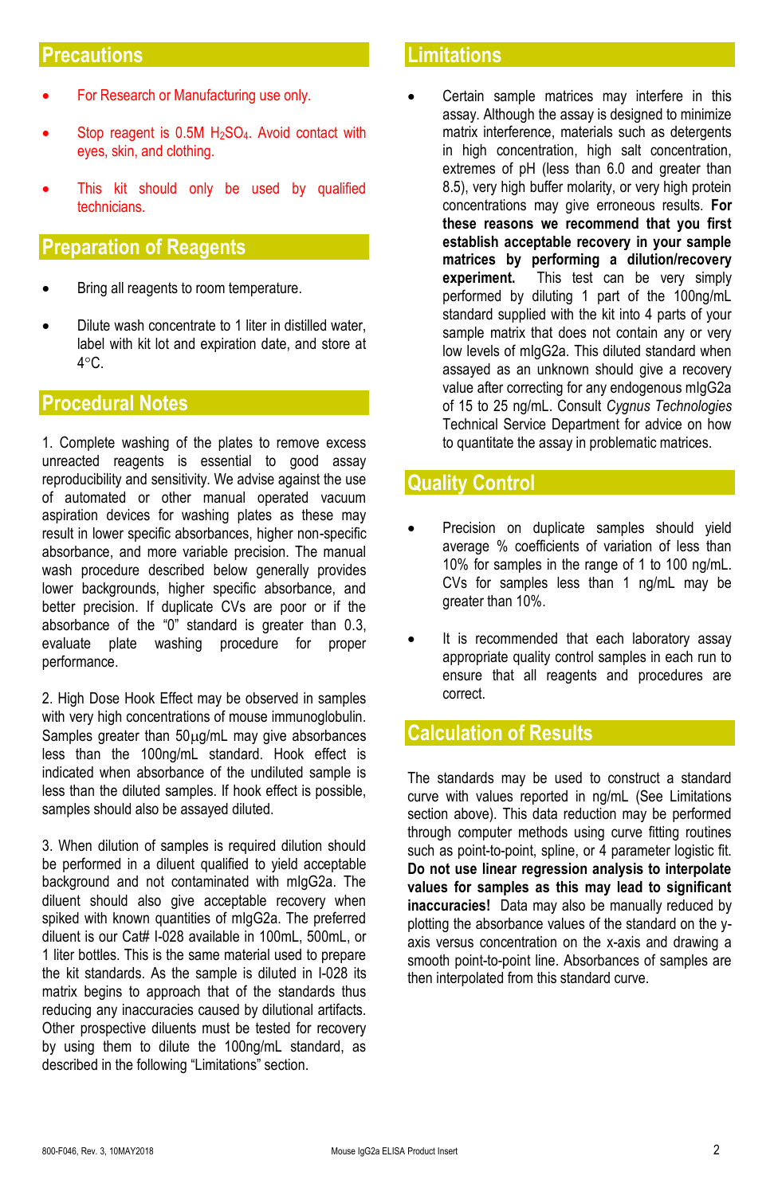## Precautions

- For Research or Manufacturing use only.
- Stop reagent is 0.5M $H_2SO_4$. Avoid contact with eyes, skin, and clothing.
- This kit should only be used by qualified technicians.

## Preparation of Reagents

- Bring all reagents to room temperature.
- Dilute wash concentrate to 1 liter in distilled water, label with kit lot and expiration date, and store at 4°C.

## Procedural Notes

1. Complete washing of the plates to remove excess unreacted reagents is essential to good assay reproducibility and sensitivity. We advise against the use of automated or other manual operated vacuum aspiration devices for washing plates as these may result in lower specific absorbances, higher non-specific absorbance, and more variable precision. The manual wash procedure described below generally provides lower backgrounds, higher specific absorbance, and better precision. If duplicate CVs are poor or if the absorbance of the "0" standard is greater than 0.3, evaluate plate washing procedure for proper performance.

2. High Dose Hook Effect may be observed in samples with very high concentrations of mouse immunoglobulin. Samples greater than 50μg/mL may give absorbances less than the 100ng/mL standard. Hook effect is indicated when absorbance of the undiluted sample is less than the diluted samples. If hook effect is possible, samples should also be assayed diluted.

3. When dilution of samples is required dilution should be performed in a diluent qualified to yield acceptable background and not contaminated with mIgG2a. The diluent should also give acceptable recovery when spiked with known quantities of mIgG2a. The preferred diluent is our Cat# I-028 available in 100mL, 500mL, or 1 liter bottles. This is the same material used to prepare the kit standards. As the sample is diluted in I-028 its matrix begins to approach that of the standards thus reducing any inaccuracies caused by dilutional artifacts. Other prospective diluents must be tested for recovery by using them to dilute the 100ng/mL standard, as described in the following "Limitations" section.

## Limitations

- Certain sample matrices may interfere in this assay. Although the assay is designed to minimize matrix interference, materials such as detergents in high concentration, high salt concentration, extremes of pH (less than 6.0 and greater than 8.5), very high buffer molarity, or very high protein concentrations may give erroneous results. **For these reasons we recommend that you first establish acceptable recovery in your sample matrices by performing a dilution/recovery experiment.** This test can be very simply performed by diluting 1 part of the 100ng/mL standard supplied with the kit into 4 parts of your sample matrix that does not contain any or very low levels of mIgG2a. This diluted standard when assayed as an unknown should give a recovery value after correcting for any endogenous mIgG2a of 15 to 25 ng/mL. Consult *Cygnus Technologies* Technical Service Department for advice on how to quantitate the assay in problematic matrices.

## Quality Control

- Precision on duplicate samples should yield average % coefficients of variation of less than 10% for samples in the range of 1 to 100 ng/mL. CVs for samples less than 1 ng/mL may be greater than 10%.
- It is recommended that each laboratory assay appropriate quality control samples in each run to ensure that all reagents and procedures are correct.

## Calculation of Results

The standards may be used to construct a standard curve with values reported in ng/mL (See Limitations section above). This data reduction may be performed through computer methods using curve fitting routines such as point-to-point, spline, or 4 parameter logistic fit. **Do not use linear regression analysis to interpolate values for samples as this may lead to significant inaccuracies!** Data may also be manually reduced by plotting the absorbance values of the standard on the y-axis versus concentration on the x-axis and drawing a smooth point-to-point line. Absorbances of samples are then interpolated from this standard curve.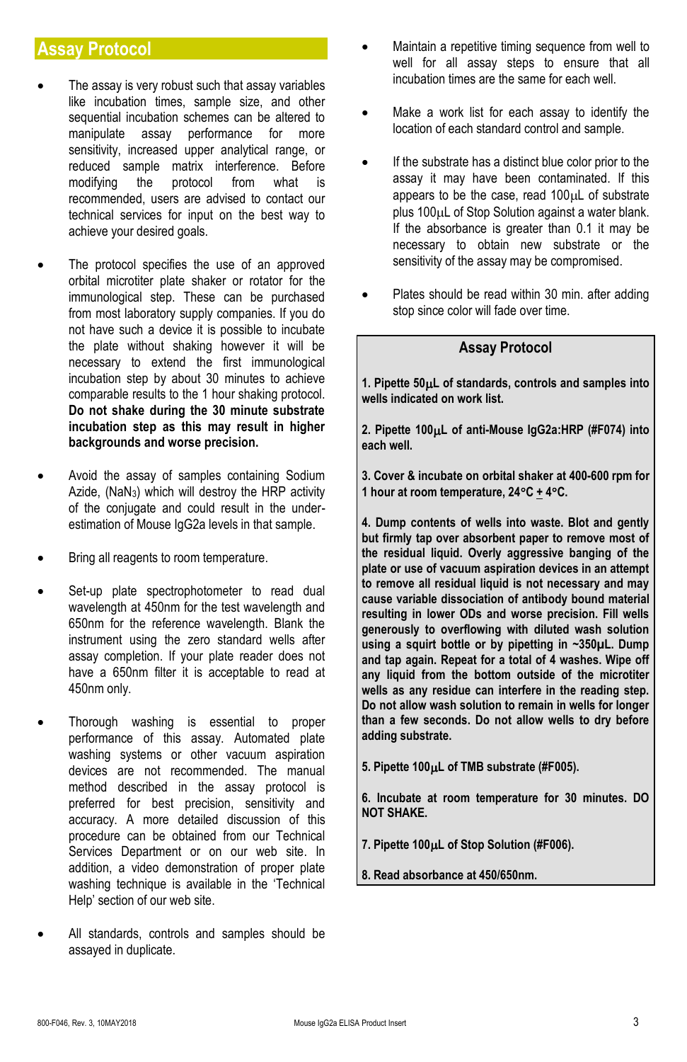## Assay Protocol

- The assay is very robust such that assay variables like incubation times, sample size, and other sequential incubation schemes can be altered to manipulate assay performance for more sensitivity, increased upper analytical range, or reduced sample matrix interference. Before modifying the protocol from what is recommended, users are advised to contact our technical services for input on the best way to achieve your desired goals.

- The protocol specifies the use of an approved orbital microtiter plate shaker or rotator for the immunological step. These can be purchased from most laboratory supply companies. If you do not have such a device it is possible to incubate the plate without shaking however it will be necessary to extend the first immunological incubation step by about 30 minutes to achieve comparable results to the 1 hour shaking protocol. **Do not shake during the 30 minute substrate incubation step as this may result in higher backgrounds and worse precision.**

- Avoid the assay of samples containing Sodium Azide, ($NaN_3$) which will destroy the HRP activity of the conjugate and could result in the under-estimation of Mouse IgG2a levels in that sample.

- Bring all reagents to room temperature.

- Set-up plate spectrophotometer to read dual wavelength at 450nm for the test wavelength and 650nm for the reference wavelength. Blank the instrument using the zero standard wells after assay completion. If your plate reader does not have a 650nm filter it is acceptable to read at 450nm only.

- Thorough washing is essential to proper performance of this assay. Automated plate washing systems or other vacuum aspiration devices are not recommended. The manual method described in the assay protocol is preferred for best precision, sensitivity and accuracy. A more detailed discussion of this procedure can be obtained from our Technical Services Department or on our web site. In addition, a video demonstration of proper plate washing technique is available in the 'Technical Help' section of our web site.

- All standards, controls and samples should be assayed in duplicate.

- Maintain a repetitive timing sequence from well to well for all assay steps to ensure that all incubation times are the same for each well.

- Make a work list for each assay to identify the location of each standard control and sample.

- If the substrate has a distinct blue color prior to the assay it may have been contaminated. If this appears to be the case, read 100µL of substrate plus 100µL of Stop Solution against a water blank. If the absorbance is greater than 0.1 it may be necessary to obtain new substrate or the sensitivity of the assay may be compromised.

- Plates should be read within 30 min. after adding stop since color will fade over time.

### Assay Protocol

**1. Pipette 50µL of standards, controls and samples into wells indicated on work list.**

**2. Pipette 100µL of anti-Mouse IgG2a:HRP (#F074) into each well.**

**3. Cover & incubate on orbital shaker at 400-600 rpm for 1 hour at room temperature, 24°C ± 4°C.**

**4. Dump contents of wells into waste. Blot and gently but firmly tap over absorbent paper to remove most of the residual liquid. Overly aggressive banging of the plate or use of vacuum aspiration devices in an attempt to remove all residual liquid is not necessary and may cause variable dissociation of antibody bound material resulting in lower ODs and worse precision. Fill wells generously to overflowing with diluted wash solution using a squirt bottle or by pipetting in ~350µL. Dump and tap again. Repeat for a total of 4 washes. Wipe off any liquid from the bottom outside of the microtiter wells as any residue can interfere in the reading step. Do not allow wash solution to remain in wells for longer than a few seconds. Do not allow wells to dry before adding substrate.**

**5. Pipette 100µL of TMB substrate (#F005).**

**6. Incubate at room temperature for 30 minutes. DO NOT SHAKE.**

**7. Pipette 100µL of Stop Solution (#F006).**

**8. Read absorbance at 450/650nm.**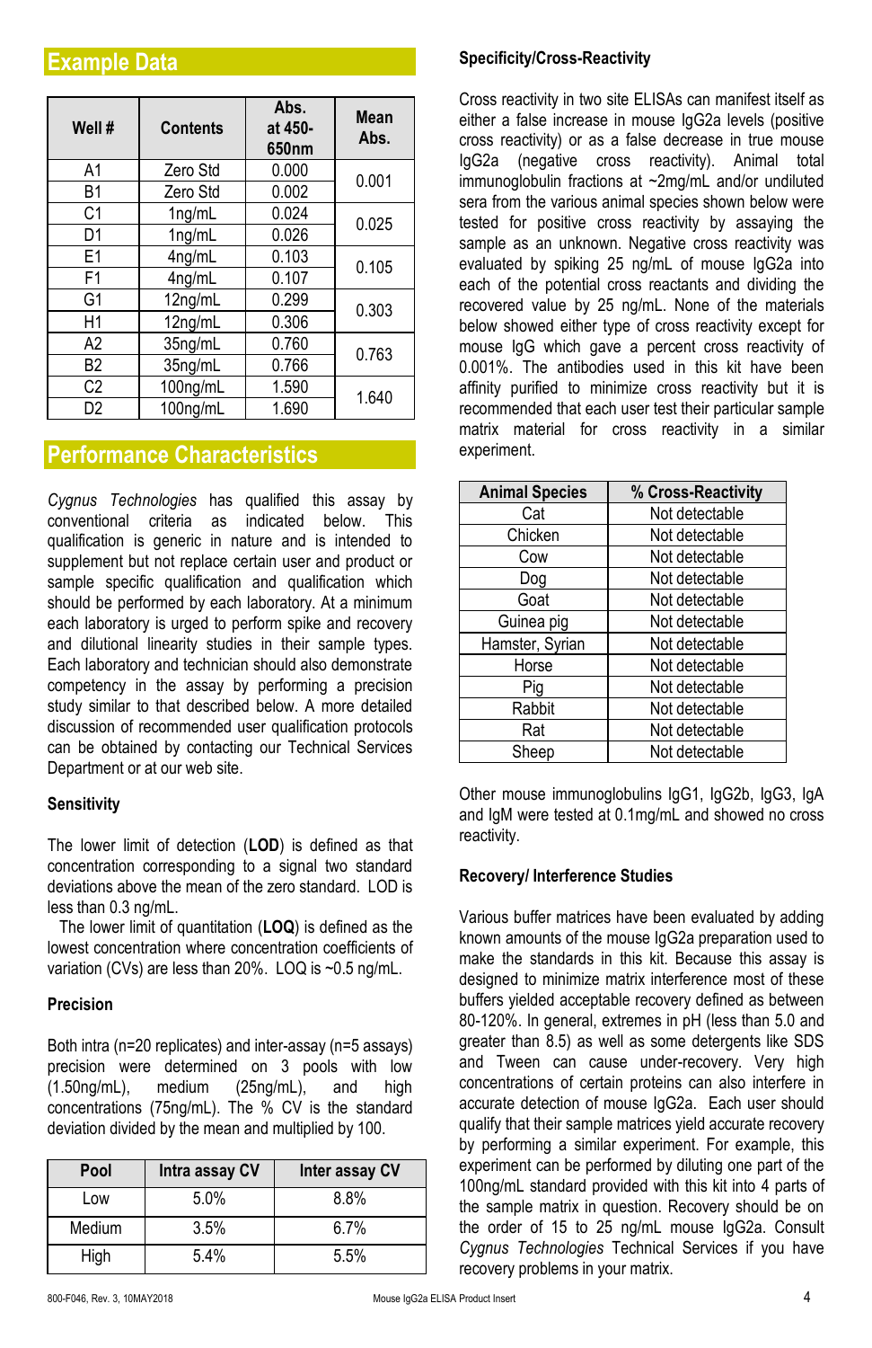## Example Data

| Well # | Contents | Abs. at 450-650nm | Mean Abs. |
|---|---|---|---|
| A1 | Zero Std | 0.000 | 0.001 |
| B1 | Zero Std | 0.002 | |
| C1 | 1ng/mL | 0.024 | 0.025 |
| D1 | 1ng/mL | 0.026 | |
| E1 | 4ng/mL | 0.103 | 0.105 |
| F1 | 4ng/mL | 0.107 | |
| G1 | 12ng/mL | 0.299 | 0.303 |
| H1 | 12ng/mL | 0.306 | |
| A2 | 35ng/mL | 0.760 | 0.763 |
| B2 | 35ng/mL | 0.766 | |
| C2 | 100ng/mL | 1.590 | 1.640 |
| D2 | 100ng/mL | 1.690 | |

## Performance Characteristics

*Cygnus Technologies* has qualified this assay by conventional criteria as indicated below. This qualification is generic in nature and is intended to supplement but not replace certain user and product or sample specific qualification and qualification which should be performed by each laboratory. At a minimum each laboratory is urged to perform spike and recovery and dilutional linearity studies in their sample types. Each laboratory and technician should also demonstrate competency in the assay by performing a precision study similar to that described below. A more detailed discussion of recommended user qualification protocols can be obtained by contacting our Technical Services Department or at our web site.

### Sensitivity

The lower limit of detection (**LOD**) is defined as that concentration corresponding to a signal two standard deviations above the mean of the zero standard. LOD is less than 0.3 ng/mL.

The lower limit of quantitation (**LOQ**) is defined as the lowest concentration where concentration coefficients of variation (CVs) are less than 20%. LOQ is ~0.5 ng/mL.

### Precision

Both intra (n=20 replicates) and inter-assay (n=5 assays) precision were determined on 3 pools with low (1.50ng/mL), medium (25ng/mL), and high concentrations (75ng/mL). The % CV is the standard deviation divided by the mean and multiplied by 100.

| Pool | Intra assay CV | Inter assay CV |
|---|---|---|
| Low | 5.0% | 8.8% |
| Medium | 3.5% | 6.7% |
| High | 5.4% | 5.5% |

### Specificity/Cross-Reactivity

Cross reactivity in two site ELISAs can manifest itself as either a false increase in mouse IgG2a levels (positive cross reactivity) or as a false decrease in true mouse IgG2a (negative cross reactivity). Animal total immunoglobulin fractions at ~2mg/mL and/or undiluted sera from the various animal species shown below were tested for positive cross reactivity by assaying the sample as an unknown. Negative cross reactivity was evaluated by spiking 25 ng/mL of mouse IgG2a into each of the potential cross reactants and dividing the recovered value by 25 ng/mL. None of the materials below showed either type of cross reactivity except for mouse IgG which gave a percent cross reactivity of 0.001%. The antibodies used in this kit have been affinity purified to minimize cross reactivity but it is recommended that each user test their particular sample matrix material for cross reactivity in a similar experiment.

| Animal Species | % Cross-Reactivity |
|---|---|
| Cat | Not detectable |
| Chicken | Not detectable |
| Cow | Not detectable |
| Dog | Not detectable |
| Goat | Not detectable |
| Guinea pig | Not detectable |
| Hamster, Syrian | Not detectable |
| Horse | Not detectable |
| Pig | Not detectable |
| Rabbit | Not detectable |
| Rat | Not detectable |
| Sheep | Not detectable |

Other mouse immunoglobulins IgG1, IgG2b, IgG3, IgA and IgM were tested at 0.1mg/mL and showed no cross reactivity.

### Recovery/ Interference Studies

Various buffer matrices have been evaluated by adding known amounts of the mouse IgG2a preparation used to make the standards in this kit. Because this assay is designed to minimize matrix interference most of these buffers yielded acceptable recovery defined as between 80-120%. In general, extremes in pH (less than 5.0 and greater than 8.5) as well as some detergents like SDS and Tween can cause under-recovery. Very high concentrations of certain proteins can also interfere in accurate detection of mouse IgG2a. Each user should qualify that their sample matrices yield accurate recovery by performing a similar experiment. For example, this experiment can be performed by diluting one part of the 100ng/mL standard provided with this kit into 4 parts of the sample matrix in question. Recovery should be on the order of 15 to 25 ng/mL mouse IgG2a. Consult *Cygnus Technologies* Technical Services if you have recovery problems in your matrix.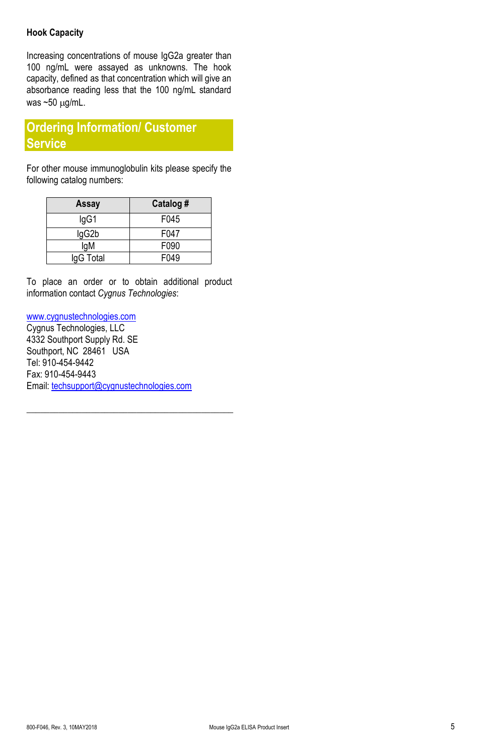### Hook Capacity

Increasing concentrations of mouse IgG2a greater than 100 ng/mL were assayed as unknowns. The hook capacity, defined as that concentration which will give an absorbance reading less that the 100 ng/mL standard was ~50 μg/mL.

## Ordering Information/ Customer Service

For other mouse immunoglobulin kits please specify the following catalog numbers:

| Assay | Catalog # |
| --- | --- |
| IgG1 | F045 |
| IgG2b | F047 |
| IgM | F090 |
| IgG Total | F049 |

To place an order or to obtain additional product information contact *Cygnus Technologies*:

www.cygnustechnologies.com
Cygnus Technologies, LLC
4332 Southport Supply Rd. SE
Southport, NC 28461 USA
Tel: 910-454-9442
Fax: 910-454-9443
Email: techsupport@cygnustechnologies.com